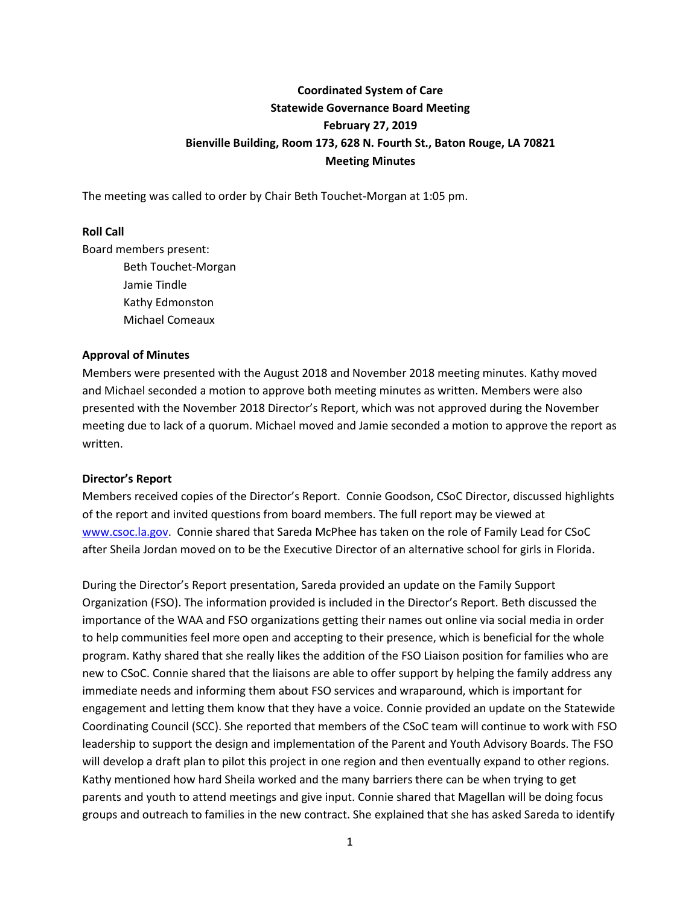# Coordinated System of Care
## Statewide Governance Board Meeting
## February 27, 2019
## Bienville Building, Room 173, 628 N. Fourth St., Baton Rouge, LA 70821
## Meeting Minutes

The meeting was called to order by Chair Beth Touchet-Morgan at 1:05 pm.

**Roll Call**

Board members present:

- Beth Touchet-Morgan
- Jamie Tindle
- Kathy Edmonston
- Michael Comeaux

**Approval of Minutes**

Members were presented with the August 2018 and November 2018 meeting minutes. Kathy moved and Michael seconded a motion to approve both meeting minutes as written. Members were also presented with the November 2018 Director's Report, which was not approved during the November meeting due to lack of a quorum. Michael moved and Jamie seconded a motion to approve the report as written.

**Director's Report**

Members received copies of the Director's Report. Connie Goodson, CSoC Director, discussed highlights of the report and invited questions from board members. The full report may be viewed at www.csoc.la.gov. Connie shared that Sareda McPhee has taken on the role of Family Lead for CSoC after Sheila Jordan moved on to be the Executive Director of an alternative school for girls in Florida.

During the Director's Report presentation, Sareda provided an update on the Family Support Organization (FSO). The information provided is included in the Director's Report. Beth discussed the importance of the WAA and FSO organizations getting their names out online via social media in order to help communities feel more open and accepting to their presence, which is beneficial for the whole program. Kathy shared that she really likes the addition of the FSO Liaison position for families who are new to CSoC. Connie shared that the liaisons are able to offer support by helping the family address any immediate needs and informing them about FSO services and wraparound, which is important for engagement and letting them know that they have a voice. Connie provided an update on the Statewide Coordinating Council (SCC). She reported that members of the CSoC team will continue to work with FSO leadership to support the design and implementation of the Parent and Youth Advisory Boards. The FSO will develop a draft plan to pilot this project in one region and then eventually expand to other regions. Kathy mentioned how hard Sheila worked and the many barriers there can be when trying to get parents and youth to attend meetings and give input. Connie shared that Magellan will be doing focus groups and outreach to families in the new contract. She explained that she has asked Sareda to identify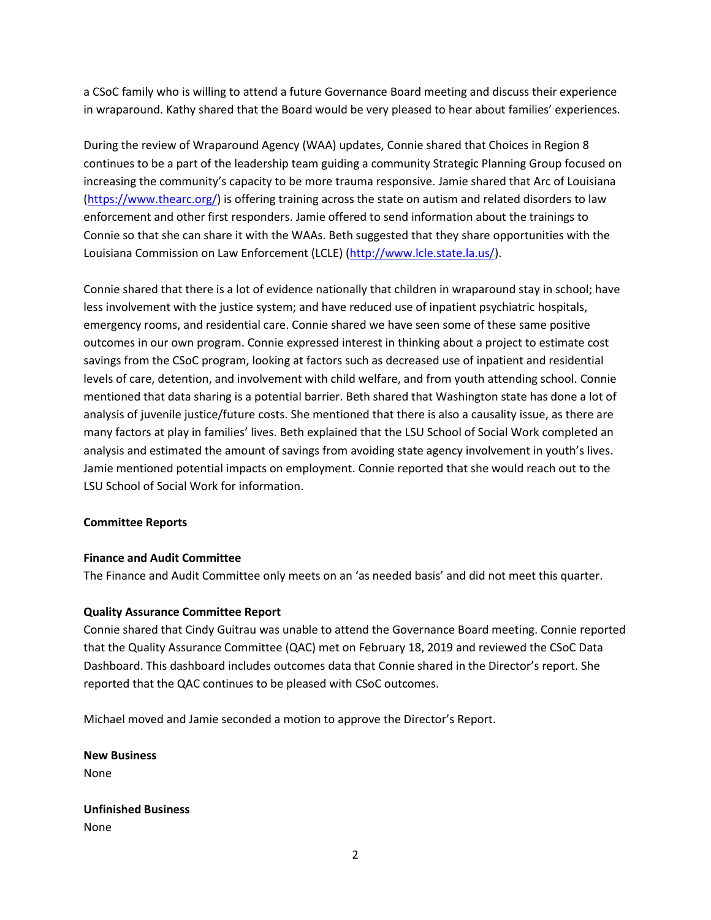a CSoC family who is willing to attend a future Governance Board meeting and discuss their experience in wraparound. Kathy shared that the Board would be very pleased to hear about families' experiences.

During the review of Wraparound Agency (WAA) updates, Connie shared that Choices in Region 8 continues to be a part of the leadership team guiding a community Strategic Planning Group focused on increasing the community's capacity to be more trauma responsive. Jamie shared that Arc of Louisiana (https://www.thearc.org/) is offering training across the state on autism and related disorders to law enforcement and other first responders. Jamie offered to send information about the trainings to Connie so that she can share it with the WAAs. Beth suggested that they share opportunities with the Louisiana Commission on Law Enforcement (LCLE) (http://www.lcle.state.la.us/).

Connie shared that there is a lot of evidence nationally that children in wraparound stay in school; have less involvement with the justice system; and have reduced use of inpatient psychiatric hospitals, emergency rooms, and residential care. Connie shared we have seen some of these same positive outcomes in our own program. Connie expressed interest in thinking about a project to estimate cost savings from the CSoC program, looking at factors such as decreased use of inpatient and residential levels of care, detention, and involvement with child welfare, and from youth attending school. Connie mentioned that data sharing is a potential barrier. Beth shared that Washington state has done a lot of analysis of juvenile justice/future costs. She mentioned that there is also a causality issue, as there are many factors at play in families' lives. Beth explained that the LSU School of Social Work completed an analysis and estimated the amount of savings from avoiding state agency involvement in youth's lives. Jamie mentioned potential impacts on employment. Connie reported that she would reach out to the LSU School of Social Work for information.

**Committee Reports**

**Finance and Audit Committee**

The Finance and Audit Committee only meets on an 'as needed basis' and did not meet this quarter.

**Quality Assurance Committee Report**

Connie shared that Cindy Guitrau was unable to attend the Governance Board meeting. Connie reported that the Quality Assurance Committee (QAC) met on February 18, 2019 and reviewed the CSoC Data Dashboard. This dashboard includes outcomes data that Connie shared in the Director's report. She reported that the QAC continues to be pleased with CSoC outcomes.

Michael moved and Jamie seconded a motion to approve the Director's Report.

**New Business**

None

**Unfinished Business**

None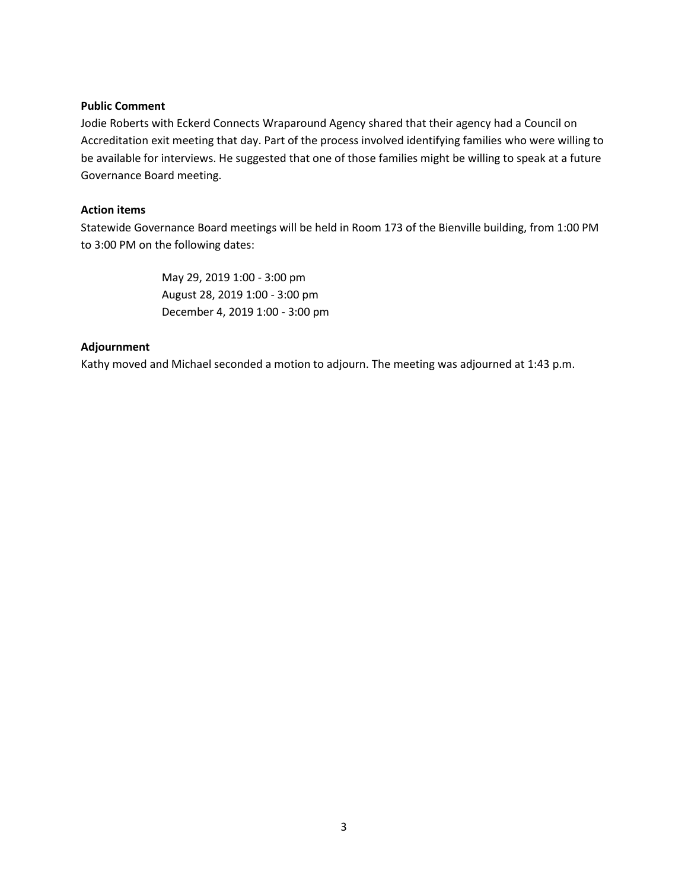**Public Comment**

Jodie Roberts with Eckerd Connects Wraparound Agency shared that their agency had a Council on Accreditation exit meeting that day. Part of the process involved identifying families who were willing to be available for interviews. He suggested that one of those families might be willing to speak at a future Governance Board meeting.

**Action items**

Statewide Governance Board meetings will be held in Room 173 of the Bienville building, from 1:00 PM to 3:00 PM on the following dates:

May 29, 2019 1:00 - 3:00 pm
August 28, 2019 1:00 - 3:00 pm
December 4, 2019 1:00 - 3:00 pm

**Adjournment**

Kathy moved and Michael seconded a motion to adjourn. The meeting was adjourned at 1:43 p.m.